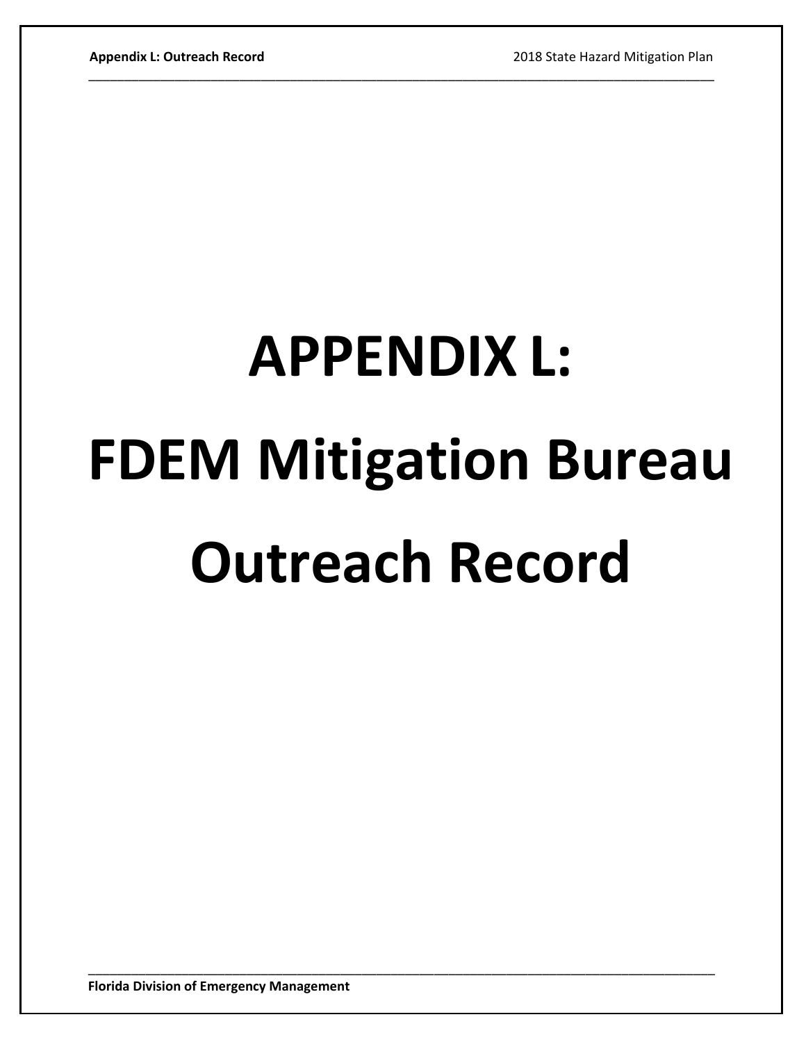# APPENDIX L: FDEM Mitigation Bureau Outreach Record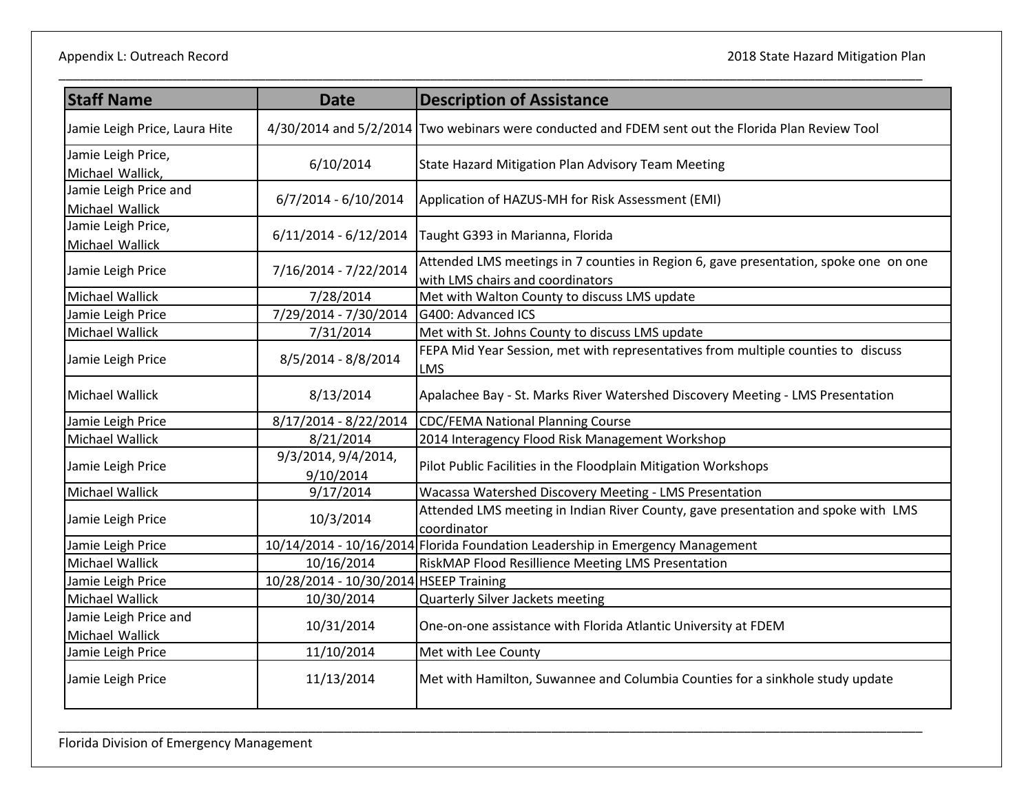| Staff Name | Date | Description of Assistance |
|---|---|---|
| Jamie Leigh Price, Laura Hite | 4/30/2014 and 5/2/2014 | Two webinars were conducted and FDEM sent out the Florida Plan Review Tool |
| Jamie Leigh Price, Michael Wallick, | 6/10/2014 | State Hazard Mitigation Plan Advisory Team Meeting |
| Jamie Leigh Price and Michael Wallick | 6/7/2014 - 6/10/2014 | Application of HAZUS-MH for Risk Assessment (EMI) |
| Jamie Leigh Price, Michael Wallick | 6/11/2014 - 6/12/2014 | Taught G393 in Marianna, Florida |
| Jamie Leigh Price | 7/16/2014 - 7/22/2014 | Attended LMS meetings in 7 counties in Region 6, gave presentation, spoke one on one with LMS chairs and coordinators |
| Michael Wallick | 7/28/2014 | Met with Walton County to discuss LMS update |
| Jamie Leigh Price | 7/29/2014 - 7/30/2014 | G400: Advanced ICS |
| Michael Wallick | 7/31/2014 | Met with St. Johns County to discuss LMS update |
| Jamie Leigh Price | 8/5/2014 - 8/8/2014 | FEPA Mid Year Session, met with representatives from multiple counties to discuss LMS |
| Michael Wallick | 8/13/2014 | Apalachee Bay - St. Marks River Watershed Discovery Meeting - LMS Presentation |
| Jamie Leigh Price | 8/17/2014 - 8/22/2014 | CDC/FEMA National Planning Course |
| Michael Wallick | 8/21/2014 | 2014 Interagency Flood Risk Management Workshop |
| Jamie Leigh Price | 9/3/2014, 9/4/2014, 9/10/2014 | Pilot Public Facilities in the Floodplain Mitigation Workshops |
| Michael Wallick | 9/17/2014 | Wacassa Watershed Discovery Meeting - LMS Presentation |
| Jamie Leigh Price | 10/3/2014 | Attended LMS meeting in Indian River County, gave presentation and spoke with LMS coordinator |
| Jamie Leigh Price | 10/14/2014 - 10/16/2014 | Florida Foundation Leadership in Emergency Management |
| Michael Wallick | 10/16/2014 | RiskMAP Flood Resillience Meeting LMS Presentation |
| Jamie Leigh Price | 10/28/2014 - 10/30/2014 | HSEEP Training |
| Michael Wallick | 10/30/2014 | Quarterly Silver Jackets meeting |
| Jamie Leigh Price and Michael Wallick | 10/31/2014 | One-on-one assistance with Florida Atlantic University at FDEM |
| Jamie Leigh Price | 11/10/2014 | Met with Lee County |
| Jamie Leigh Price | 11/13/2014 | Met with Hamilton, Suwannee and Columbia Counties for a sinkhole study update |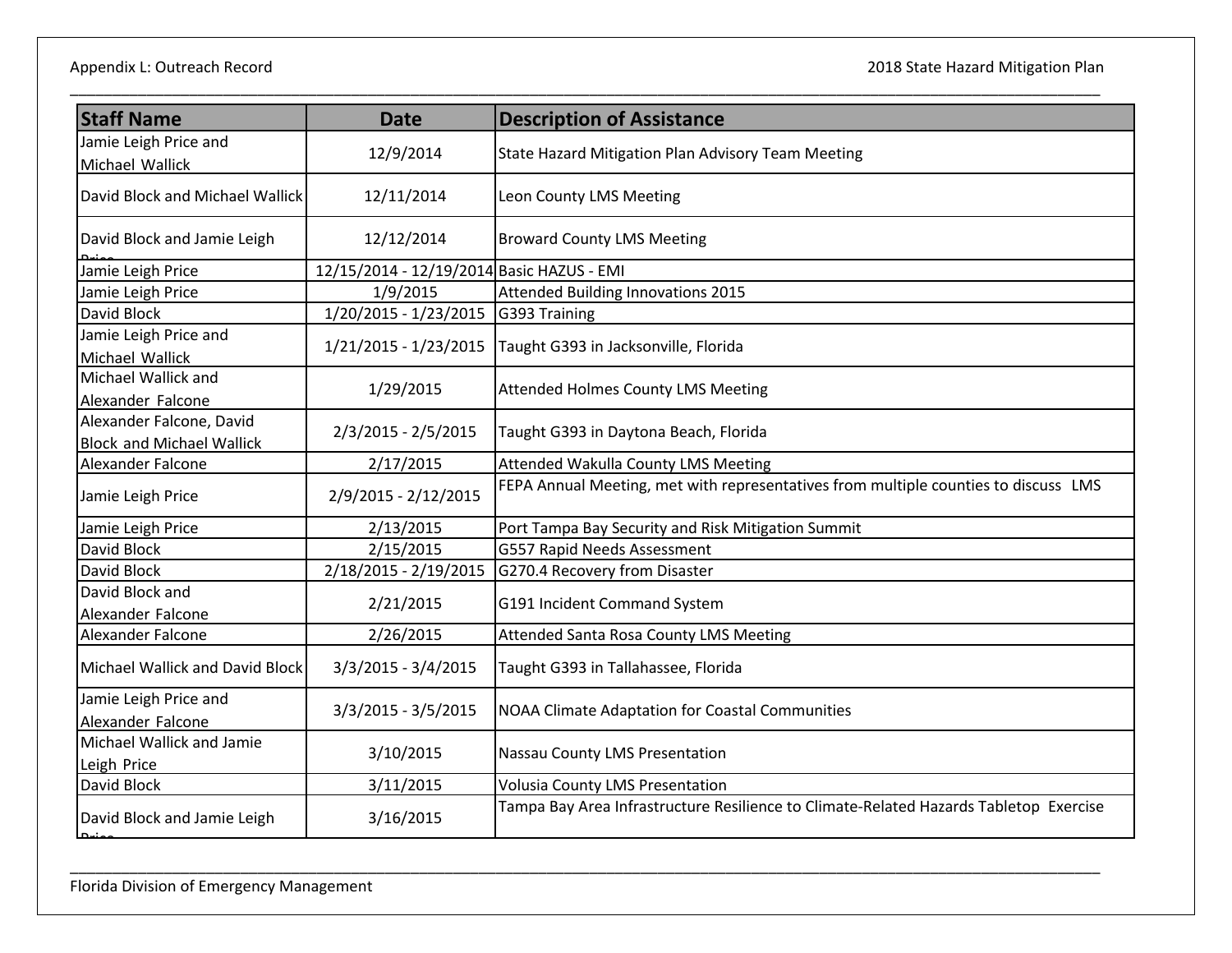| Staff Name | Date | Description of Assistance |
|---|---|---|
| Jamie Leigh Price and Michael Wallick | 12/9/2014 | State Hazard Mitigation Plan Advisory Team Meeting |
| David Block and Michael Wallick | 12/11/2014 | Leon County LMS Meeting |
| David Block and Jamie Leigh Price | 12/12/2014 | Broward County LMS Meeting |
| Jamie Leigh Price | 12/15/2014 - 12/19/2014 | Basic HAZUS - EMI |
| Jamie Leigh Price | 1/9/2015 | Attended Building Innovations 2015 |
| David Block | 1/20/2015 - 1/23/2015 | G393 Training |
| Jamie Leigh Price and Michael Wallick | 1/21/2015 - 1/23/2015 | Taught G393 in Jacksonville, Florida |
| Michael Wallick and Alexander Falcone | 1/29/2015 | Attended Holmes County LMS Meeting |
| Alexander Falcone, David Block and Michael Wallick | 2/3/2015 - 2/5/2015 | Taught G393 in Daytona Beach, Florida |
| Alexander Falcone | 2/17/2015 | Attended Wakulla County LMS Meeting |
| Jamie Leigh Price | 2/9/2015 - 2/12/2015 | FEPA Annual Meeting, met with representatives from multiple counties to discuss LMS |
| Jamie Leigh Price | 2/13/2015 | Port Tampa Bay Security and Risk Mitigation Summit |
| David Block | 2/15/2015 | G557 Rapid Needs Assessment |
| David Block | 2/18/2015 - 2/19/2015 | G270.4 Recovery from Disaster |
| David Block and Alexander Falcone | 2/21/2015 | G191 Incident Command System |
| Alexander Falcone | 2/26/2015 | Attended Santa Rosa County LMS Meeting |
| Michael Wallick and David Block | 3/3/2015 - 3/4/2015 | Taught G393 in Tallahassee, Florida |
| Jamie Leigh Price and Alexander Falcone | 3/3/2015 - 3/5/2015 | NOAA Climate Adaptation for Coastal Communities |
| Michael Wallick and Jamie Leigh Price | 3/10/2015 | Nassau County LMS Presentation |
| David Block | 3/11/2015 | Volusia County LMS Presentation |
| David Block and Jamie Leigh Price | 3/16/2015 | Tampa Bay Area Infrastructure Resilience to Climate-Related Hazards Tabletop Exercise |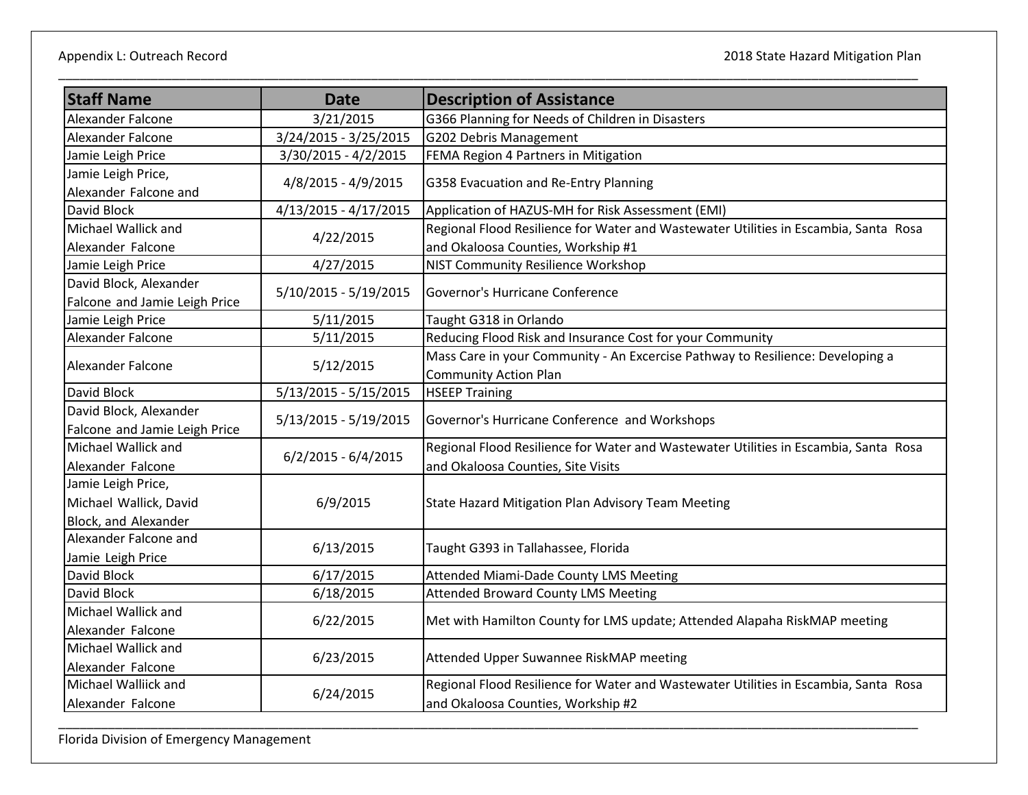| Staff Name | Date | Description of Assistance |
|---|---|---|
| Alexander Falcone | 3/21/2015 | G366 Planning for Needs of Children in Disasters |
| Alexander Falcone | 3/24/2015 - 3/25/2015 | G202 Debris Management |
| Jamie Leigh Price | 3/30/2015 - 4/2/2015 | FEMA Region 4 Partners in Mitigation |
| Jamie Leigh Price, Alexander Falcone and | 4/8/2015 - 4/9/2015 | G358 Evacuation and Re-Entry Planning |
| David Block | 4/13/2015 - 4/17/2015 | Application of HAZUS-MH for Risk Assessment (EMI) |
| Michael Wallick and Alexander Falcone | 4/22/2015 | Regional Flood Resilience for Water and Wastewater Utilities in Escambia, Santa Rosa and Okaloosa Counties, Workship #1 |
| Jamie Leigh Price | 4/27/2015 | NIST Community Resilience Workshop |
| David Block, Alexander Falcone and Jamie Leigh Price | 5/10/2015 - 5/19/2015 | Governor's Hurricane Conference |
| Jamie Leigh Price | 5/11/2015 | Taught G318 in Orlando |
| Alexander Falcone | 5/11/2015 | Reducing Flood Risk and Insurance Cost for your Community |
| Alexander Falcone | 5/12/2015 | Mass Care in your Community - An Excercise Pathway to Resilience: Developing a Community Action Plan |
| David Block | 5/13/2015 - 5/15/2015 | HSEEP Training |
| David Block, Alexander Falcone and Jamie Leigh Price | 5/13/2015 - 5/19/2015 | Governor's Hurricane Conference and Workshops |
| Michael Wallick and Alexander Falcone | 6/2/2015 - 6/4/2015 | Regional Flood Resilience for Water and Wastewater Utilities in Escambia, Santa Rosa and Okaloosa Counties, Site Visits |
| Jamie Leigh Price, Michael Wallick, David Block, and Alexander | 6/9/2015 | State Hazard Mitigation Plan Advisory Team Meeting |
| Alexander Falcone and Jamie Leigh Price | 6/13/2015 | Taught G393 in Tallahassee, Florida |
| David Block | 6/17/2015 | Attended Miami-Dade County LMS Meeting |
| David Block | 6/18/2015 | Attended Broward County LMS Meeting |
| Michael Wallick and Alexander Falcone | 6/22/2015 | Met with Hamilton County for LMS update; Attended Alapaha RiskMAP meeting |
| Michael Wallick and Alexander Falcone | 6/23/2015 | Attended Upper Suwannee RiskMAP meeting |
| Michael Walliick and Alexander Falcone | 6/24/2015 | Regional Flood Resilience for Water and Wastewater Utilities in Escambia, Santa Rosa and Okaloosa Counties, Workship #2 |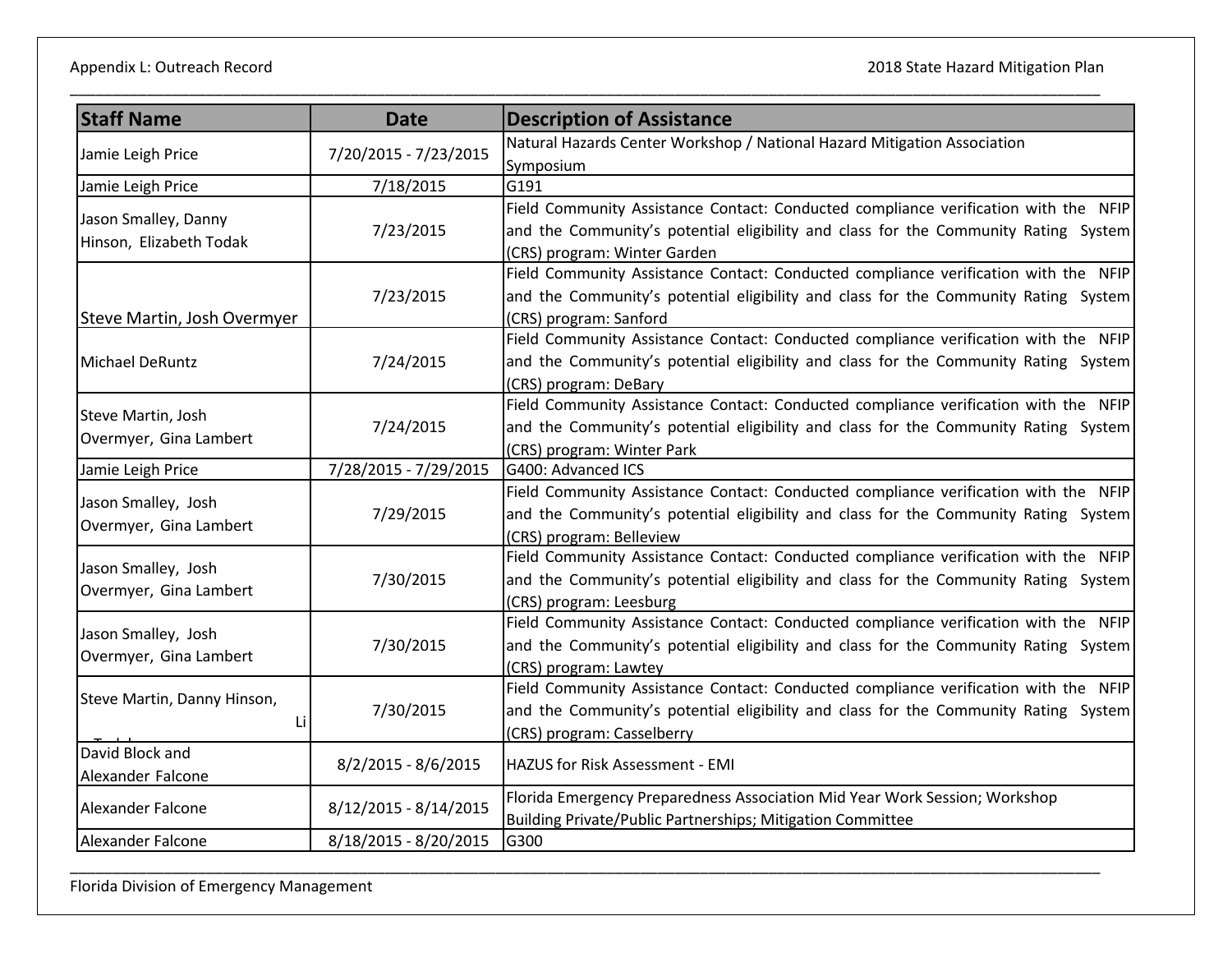| Staff Name | Date | Description of Assistance |
| --- | --- | --- |
| Jamie Leigh Price | 7/20/2015 - 7/23/2015 | Natural Hazards Center Workshop / National Hazard Mitigation Association Symposium |
| Jamie Leigh Price | 7/18/2015 | G191 |
| Jason Smalley, Danny Hinson, Elizabeth Todak | 7/23/2015 | Field Community Assistance Contact: Conducted compliance verification with the NFIP and the Community's potential eligibility and class for the Community Rating System (CRS) program: Winter Garden |
| Steve Martin, Josh Overmyer | 7/23/2015 | Field Community Assistance Contact: Conducted compliance verification with the NFIP and the Community's potential eligibility and class for the Community Rating System (CRS) program: Sanford |
| Michael DeRuntz | 7/24/2015 | Field Community Assistance Contact: Conducted compliance verification with the NFIP and the Community's potential eligibility and class for the Community Rating System (CRS) program: DeBary |
| Steve Martin, Josh Overmyer, Gina Lambert | 7/24/2015 | Field Community Assistance Contact: Conducted compliance verification with the NFIP and the Community's potential eligibility and class for the Community Rating System (CRS) program: Winter Park |
| Jamie Leigh Price | 7/28/2015 - 7/29/2015 | G400: Advanced ICS |
| Jason Smalley, Josh Overmyer, Gina Lambert | 7/29/2015 | Field Community Assistance Contact: Conducted compliance verification with the NFIP and the Community's potential eligibility and class for the Community Rating System (CRS) program: Belleview |
| Jason Smalley, Josh Overmyer, Gina Lambert | 7/30/2015 | Field Community Assistance Contact: Conducted compliance verification with the NFIP and the Community's potential eligibility and class for the Community Rating System (CRS) program: Leesburg |
| Jason Smalley, Josh Overmyer, Gina Lambert | 7/30/2015 | Field Community Assistance Contact: Conducted compliance verification with the NFIP and the Community's potential eligibility and class for the Community Rating System (CRS) program: Lawtey |
| Steve Martin, Danny Hinson, Li Todak | 7/30/2015 | Field Community Assistance Contact: Conducted compliance verification with the NFIP and the Community's potential eligibility and class for the Community Rating System (CRS) program: Casselberry |
| David Block and Alexander Falcone | 8/2/2015 - 8/6/2015 | HAZUS for Risk Assessment - EMI |
| Alexander Falcone | 8/12/2015 - 8/14/2015 | Florida Emergency Preparedness Association Mid Year Work Session; Workshop Building Private/Public Partnerships; Mitigation Committee |
| Alexander Falcone | 8/18/2015 - 8/20/2015 | G300 |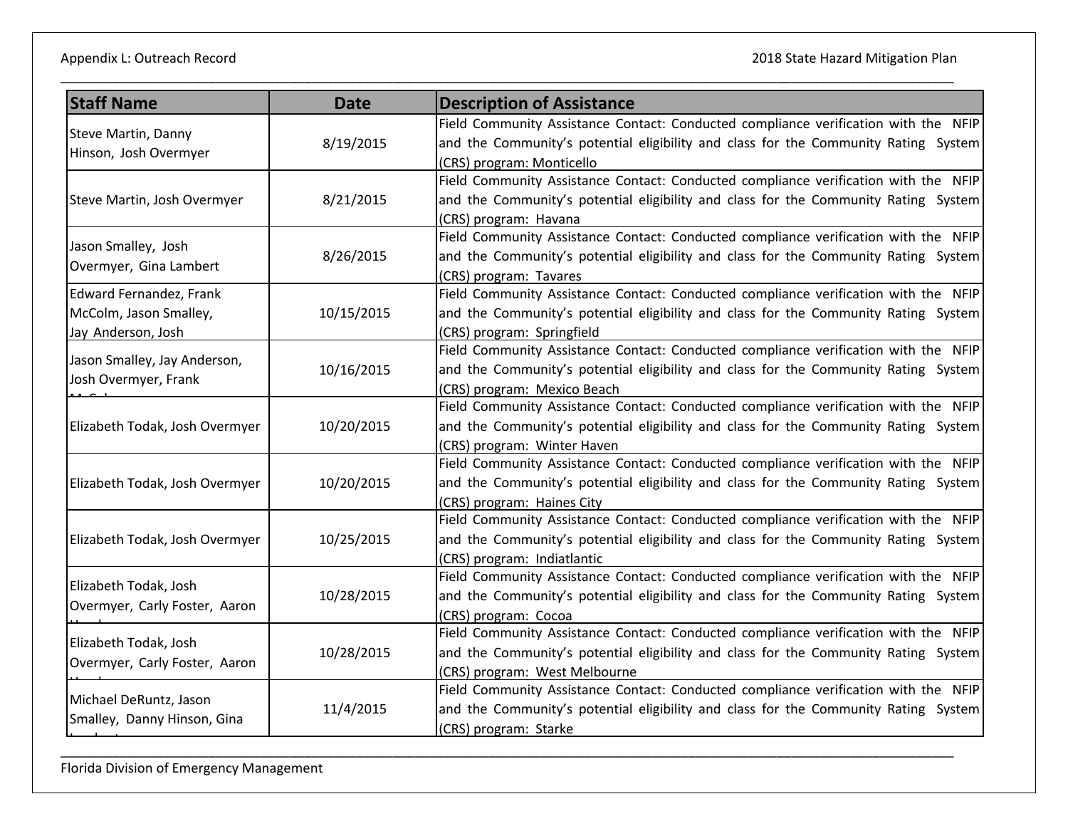| Staff Name | Date | Description of Assistance |
| --- | --- | --- |
| Steve Martin, Danny Hinson, Josh Overmyer | 8/19/2015 | Field Community Assistance Contact: Conducted compliance verification with the NFIP and the Community's potential eligibility and class for the Community Rating System (CRS) program: Monticello |
| Steve Martin, Josh Overmyer | 8/21/2015 | Field Community Assistance Contact: Conducted compliance verification with the NFIP and the Community's potential eligibility and class for the Community Rating System (CRS) program: Havana |
| Jason Smalley, Josh Overmyer, Gina Lambert | 8/26/2015 | Field Community Assistance Contact: Conducted compliance verification with the NFIP and the Community's potential eligibility and class for the Community Rating System (CRS) program: Tavares |
| Edward Fernandez, Frank McColm, Jason Smalley, Jay Anderson, Josh | 10/15/2015 | Field Community Assistance Contact: Conducted compliance verification with the NFIP and the Community's potential eligibility and class for the Community Rating System (CRS) program: Springfield |
| Jason Smalley, Jay Anderson, Josh Overmyer, Frank | 10/16/2015 | Field Community Assistance Contact: Conducted compliance verification with the NFIP and the Community's potential eligibility and class for the Community Rating System (CRS) program: Mexico Beach |
| Elizabeth Todak, Josh Overmyer | 10/20/2015 | Field Community Assistance Contact: Conducted compliance verification with the NFIP and the Community's potential eligibility and class for the Community Rating System (CRS) program: Winter Haven |
| Elizabeth Todak, Josh Overmyer | 10/20/2015 | Field Community Assistance Contact: Conducted compliance verification with the NFIP and the Community's potential eligibility and class for the Community Rating System (CRS) program: Haines City |
| Elizabeth Todak, Josh Overmyer | 10/25/2015 | Field Community Assistance Contact: Conducted compliance verification with the NFIP and the Community's potential eligibility and class for the Community Rating System (CRS) program: Indiatlantic |
| Elizabeth Todak, Josh Overmyer, Carly Foster, Aaron | 10/28/2015 | Field Community Assistance Contact: Conducted compliance verification with the NFIP and the Community's potential eligibility and class for the Community Rating System (CRS) program: Cocoa |
| Elizabeth Todak, Josh Overmyer, Carly Foster, Aaron | 10/28/2015 | Field Community Assistance Contact: Conducted compliance verification with the NFIP and the Community's potential eligibility and class for the Community Rating System (CRS) program: West Melbourne |
| Michael DeRuntz, Jason Smalley, Danny Hinson, Gina | 11/4/2015 | Field Community Assistance Contact: Conducted compliance verification with the NFIP and the Community's potential eligibility and class for the Community Rating System (CRS) program: Starke |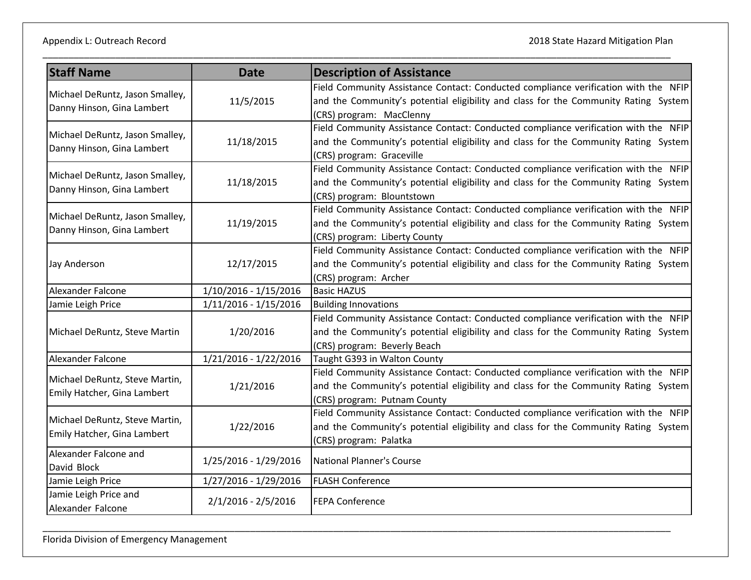| Staff Name | Date | Description of Assistance |
|---|---|---|
| Michael DeRuntz, Jason Smalley, Danny Hinson, Gina Lambert | 11/5/2015 | Field Community Assistance Contact: Conducted compliance verification with the NFIP and the Community's potential eligibility and class for the Community Rating System (CRS) program: MacClenny |
| Michael DeRuntz, Jason Smalley, Danny Hinson, Gina Lambert | 11/18/2015 | Field Community Assistance Contact: Conducted compliance verification with the NFIP and the Community's potential eligibility and class for the Community Rating System (CRS) program: Graceville |
| Michael DeRuntz, Jason Smalley, Danny Hinson, Gina Lambert | 11/18/2015 | Field Community Assistance Contact: Conducted compliance verification with the NFIP and the Community's potential eligibility and class for the Community Rating System (CRS) program: Blountstown |
| Michael DeRuntz, Jason Smalley, Danny Hinson, Gina Lambert | 11/19/2015 | Field Community Assistance Contact: Conducted compliance verification with the NFIP and the Community's potential eligibility and class for the Community Rating System (CRS) program: Liberty County |
| Jay Anderson | 12/17/2015 | Field Community Assistance Contact: Conducted compliance verification with the NFIP and the Community's potential eligibility and class for the Community Rating System (CRS) program: Archer |
| Alexander Falcone | 1/10/2016 - 1/15/2016 | Basic HAZUS |
| Jamie Leigh Price | 1/11/2016 - 1/15/2016 | Building Innovations |
| Michael DeRuntz, Steve Martin | 1/20/2016 | Field Community Assistance Contact: Conducted compliance verification with the NFIP and the Community's potential eligibility and class for the Community Rating System (CRS) program: Beverly Beach |
| Alexander Falcone | 1/21/2016 - 1/22/2016 | Taught G393 in Walton County |
| Michael DeRuntz, Steve Martin, Emily Hatcher, Gina Lambert | 1/21/2016 | Field Community Assistance Contact: Conducted compliance verification with the NFIP and the Community's potential eligibility and class for the Community Rating System (CRS) program: Putnam County |
| Michael DeRuntz, Steve Martin, Emily Hatcher, Gina Lambert | 1/22/2016 | Field Community Assistance Contact: Conducted compliance verification with the NFIP and the Community's potential eligibility and class for the Community Rating System (CRS) program: Palatka |
| Alexander Falcone and David Block | 1/25/2016 - 1/29/2016 | National Planner's Course |
| Jamie Leigh Price | 1/27/2016 - 1/29/2016 | FLASH Conference |
| Jamie Leigh Price and Alexander Falcone | 2/1/2016 - 2/5/2016 | FEPA Conference |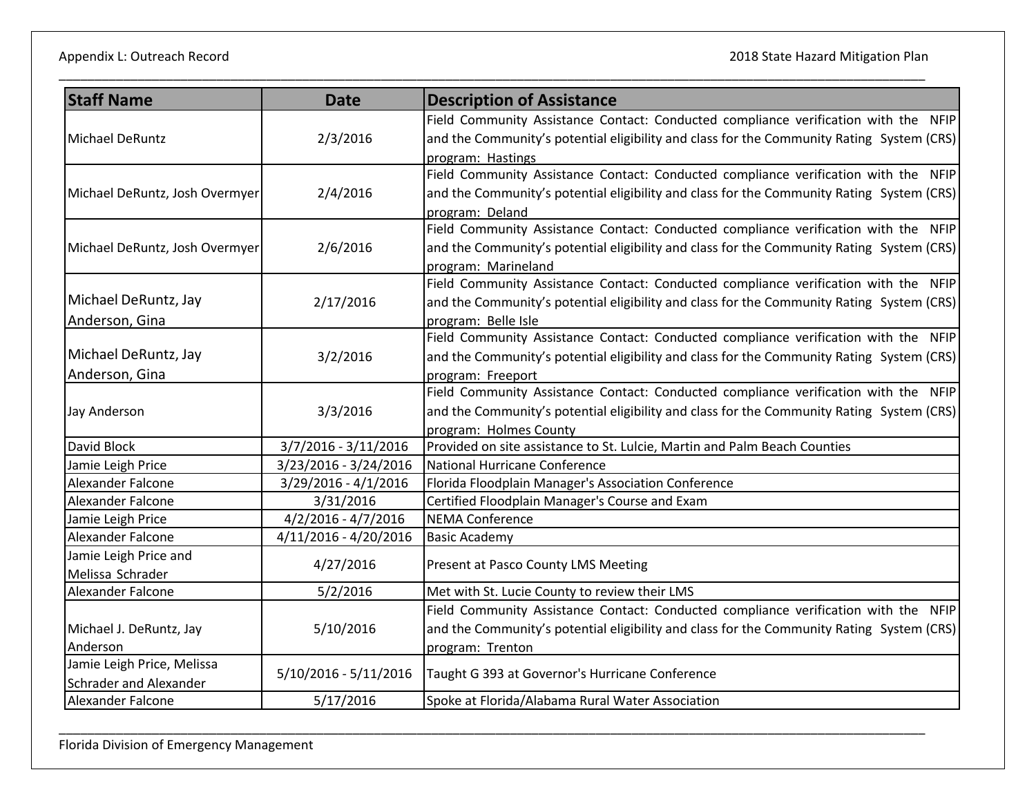| Staff Name | Date | Description of Assistance |
|---|---|---|
| Michael DeRuntz | 2/3/2016 | Field Community Assistance Contact: Conducted compliance verification with the NFIP and the Community's potential eligibility and class for the Community Rating System (CRS) program: Hastings |
| Michael DeRuntz, Josh Overmyer | 2/4/2016 | Field Community Assistance Contact: Conducted compliance verification with the NFIP and the Community's potential eligibility and class for the Community Rating System (CRS) program: Deland |
| Michael DeRuntz, Josh Overmyer | 2/6/2016 | Field Community Assistance Contact: Conducted compliance verification with the NFIP and the Community's potential eligibility and class for the Community Rating System (CRS) program: Marineland |
| Michael DeRuntz, Jay Anderson, Gina | 2/17/2016 | Field Community Assistance Contact: Conducted compliance verification with the NFIP and the Community's potential eligibility and class for the Community Rating System (CRS) program: Belle Isle |
| Michael DeRuntz, Jay Anderson, Gina | 3/2/2016 | Field Community Assistance Contact: Conducted compliance verification with the NFIP and the Community's potential eligibility and class for the Community Rating System (CRS) program: Freeport |
| Jay Anderson | 3/3/2016 | Field Community Assistance Contact: Conducted compliance verification with the NFIP and the Community's potential eligibility and class for the Community Rating System (CRS) program: Holmes County |
| David Block | 3/7/2016 - 3/11/2016 | Provided on site assistance to St. Lulcie, Martin and Palm Beach Counties |
| Jamie Leigh Price | 3/23/2016 - 3/24/2016 | National Hurricane Conference |
| Alexander Falcone | 3/29/2016 - 4/1/2016 | Florida Floodplain Manager's Association Conference |
| Alexander Falcone | 3/31/2016 | Certified Floodplain Manager's Course and Exam |
| Jamie Leigh Price | 4/2/2016 - 4/7/2016 | NEMA Conference |
| Alexander Falcone | 4/11/2016 - 4/20/2016 | Basic Academy |
| Jamie Leigh Price and Melissa Schrader | 4/27/2016 | Present at Pasco County LMS Meeting |
| Alexander Falcone | 5/2/2016 | Met with St. Lucie County to review their LMS |
| Michael J. DeRuntz, Jay Anderson | 5/10/2016 | Field Community Assistance Contact: Conducted compliance verification with the NFIP and the Community's potential eligibility and class for the Community Rating System (CRS) program: Trenton |
| Jamie Leigh Price, Melissa Schrader and Alexander | 5/10/2016 - 5/11/2016 | Taught G 393 at Governor's Hurricane Conference |
| Alexander Falcone | 5/17/2016 | Spoke at Florida/Alabama Rural Water Association |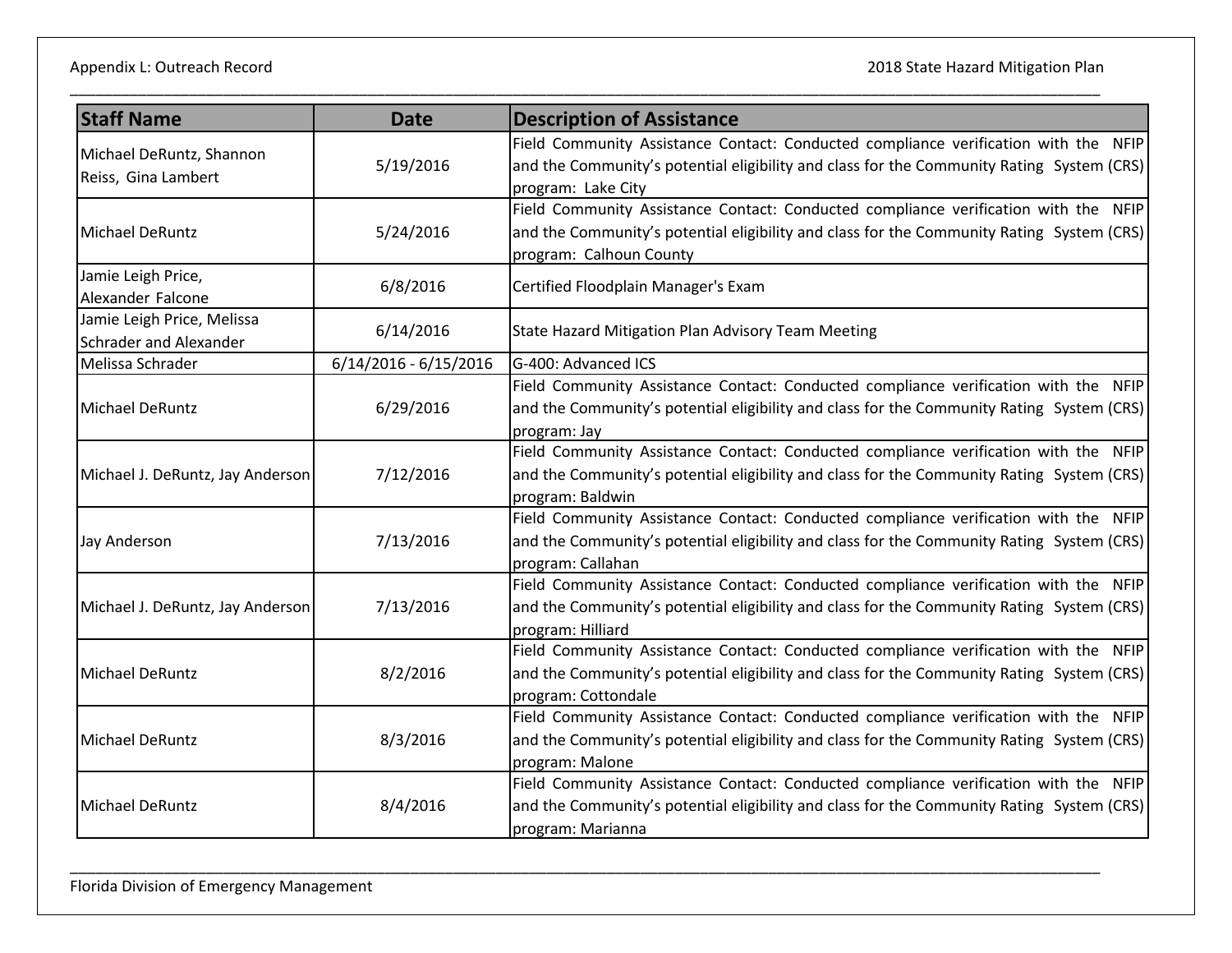| Staff Name | Date | Description of Assistance |
|---|---|---|
| Michael DeRuntz, Shannon Reiss, Gina Lambert | 5/19/2016 | Field Community Assistance Contact: Conducted compliance verification with the NFIP and the Community's potential eligibility and class for the Community Rating System (CRS) program: Lake City |
| Michael DeRuntz | 5/24/2016 | Field Community Assistance Contact: Conducted compliance verification with the NFIP and the Community's potential eligibility and class for the Community Rating System (CRS) program: Calhoun County |
| Jamie Leigh Price, Alexander Falcone | 6/8/2016 | Certified Floodplain Manager's Exam |
| Jamie Leigh Price, Melissa Schrader and Alexander | 6/14/2016 | State Hazard Mitigation Plan Advisory Team Meeting |
| Melissa Schrader | 6/14/2016 - 6/15/2016 | G-400: Advanced ICS |
| Michael DeRuntz | 6/29/2016 | Field Community Assistance Contact: Conducted compliance verification with the NFIP and the Community's potential eligibility and class for the Community Rating System (CRS) program: Jay |
| Michael J. DeRuntz, Jay Anderson | 7/12/2016 | Field Community Assistance Contact: Conducted compliance verification with the NFIP and the Community's potential eligibility and class for the Community Rating System (CRS) program: Baldwin |
| Jay Anderson | 7/13/2016 | Field Community Assistance Contact: Conducted compliance verification with the NFIP and the Community's potential eligibility and class for the Community Rating System (CRS) program: Callahan |
| Michael J. DeRuntz, Jay Anderson | 7/13/2016 | Field Community Assistance Contact: Conducted compliance verification with the NFIP and the Community's potential eligibility and class for the Community Rating System (CRS) program: Hilliard |
| Michael DeRuntz | 8/2/2016 | Field Community Assistance Contact: Conducted compliance verification with the NFIP and the Community's potential eligibility and class for the Community Rating System (CRS) program: Cottondale |
| Michael DeRuntz | 8/3/2016 | Field Community Assistance Contact: Conducted compliance verification with the NFIP and the Community's potential eligibility and class for the Community Rating System (CRS) program: Malone |
| Michael DeRuntz | 8/4/2016 | Field Community Assistance Contact: Conducted compliance verification with the NFIP and the Community's potential eligibility and class for the Community Rating System (CRS) program: Marianna |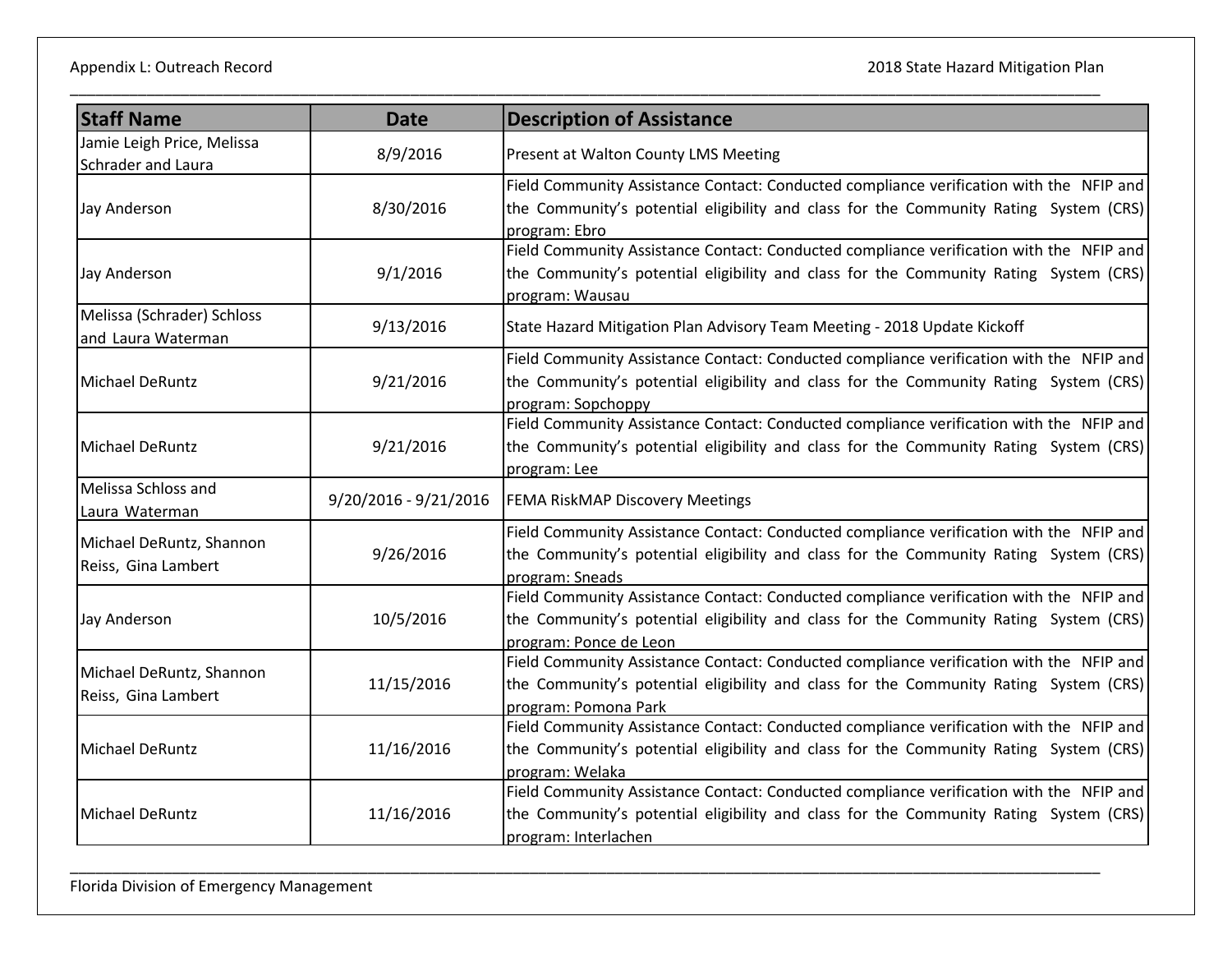| Staff Name | Date | Description of Assistance |
|---|---|---|
| Jamie Leigh Price, Melissa Schrader and Laura | 8/9/2016 | Present at Walton County LMS Meeting |
| Jay Anderson | 8/30/2016 | Field Community Assistance Contact: Conducted compliance verification with the NFIP and the Community's potential eligibility and class for the Community Rating System (CRS) program: Ebro |
| Jay Anderson | 9/1/2016 | Field Community Assistance Contact: Conducted compliance verification with the NFIP and the Community's potential eligibility and class for the Community Rating System (CRS) program: Wausau |
| Melissa (Schrader) Schloss and Laura Waterman | 9/13/2016 | State Hazard Mitigation Plan Advisory Team Meeting - 2018 Update Kickoff |
| Michael DeRuntz | 9/21/2016 | Field Community Assistance Contact: Conducted compliance verification with the NFIP and the Community's potential eligibility and class for the Community Rating System (CRS) program: Sopchoppy |
| Michael DeRuntz | 9/21/2016 | Field Community Assistance Contact: Conducted compliance verification with the NFIP and the Community's potential eligibility and class for the Community Rating System (CRS) program: Lee |
| Melissa Schloss and Laura Waterman | 9/20/2016 - 9/21/2016 | FEMA RiskMAP Discovery Meetings |
| Michael DeRuntz, Shannon Reiss, Gina Lambert | 9/26/2016 | Field Community Assistance Contact: Conducted compliance verification with the NFIP and the Community's potential eligibility and class for the Community Rating System (CRS) program: Sneads |
| Jay Anderson | 10/5/2016 | Field Community Assistance Contact: Conducted compliance verification with the NFIP and the Community's potential eligibility and class for the Community Rating System (CRS) program: Ponce de Leon |
| Michael DeRuntz, Shannon Reiss, Gina Lambert | 11/15/2016 | Field Community Assistance Contact: Conducted compliance verification with the NFIP and the Community's potential eligibility and class for the Community Rating System (CRS) program: Pomona Park |
| Michael DeRuntz | 11/16/2016 | Field Community Assistance Contact: Conducted compliance verification with the NFIP and the Community's potential eligibility and class for the Community Rating System (CRS) program: Welaka |
| Michael DeRuntz | 11/16/2016 | Field Community Assistance Contact: Conducted compliance verification with the NFIP and the Community's potential eligibility and class for the Community Rating System (CRS) program: Interlachen |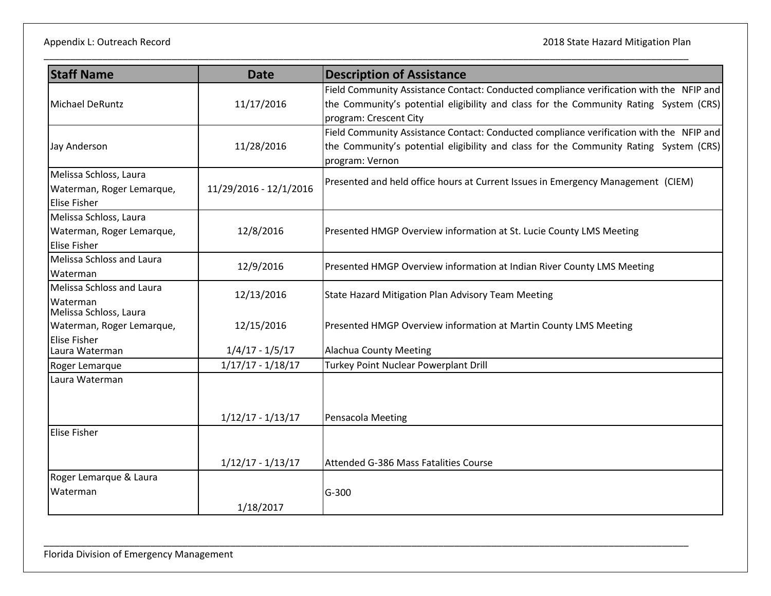| Staff Name | Date | Description of Assistance |
|---|---|---|
| Michael DeRuntz | 11/17/2016 | Field Community Assistance Contact: Conducted compliance verification with the NFIP and the Community's potential eligibility and class for the Community Rating System (CRS) program: Crescent City |
| Jay Anderson | 11/28/2016 | Field Community Assistance Contact: Conducted compliance verification with the NFIP and the Community's potential eligibility and class for the Community Rating System (CRS) program: Vernon |
| Melissa Schloss, Laura Waterman, Roger Lemarque, Elise Fisher | 11/29/2016 - 12/1/2016 | Presented and held office hours at Current Issues in Emergency Management (CIEM) |
| Melissa Schloss, Laura Waterman, Roger Lemarque, Elise Fisher | 12/8/2016 | Presented HMGP Overview information at St. Lucie County LMS Meeting |
| Melissa Schloss and Laura Waterman | 12/9/2016 | Presented HMGP Overview information at Indian River County LMS Meeting |
| Melissa Schloss and Laura Waterman | 12/13/2016 | State Hazard Mitigation Plan Advisory Team Meeting |
| Melissa Schloss, Laura Waterman, Roger Lemarque, Elise Fisher | 12/15/2016 | Presented HMGP Overview information at Martin County LMS Meeting |
| Laura Waterman | 1/4/17 - 1/5/17 | Alachua County Meeting |
| Roger Lemarque | 1/17/17 - 1/18/17 | Turkey Point Nuclear Powerplant Drill |
| Laura Waterman | 1/12/17 - 1/13/17 | Pensacola Meeting |
| Elise Fisher | 1/12/17 - 1/13/17 | Attended G-386 Mass Fatalities Course |
| Roger Lemarque & Laura Waterman | 1/18/2017 | G-300 |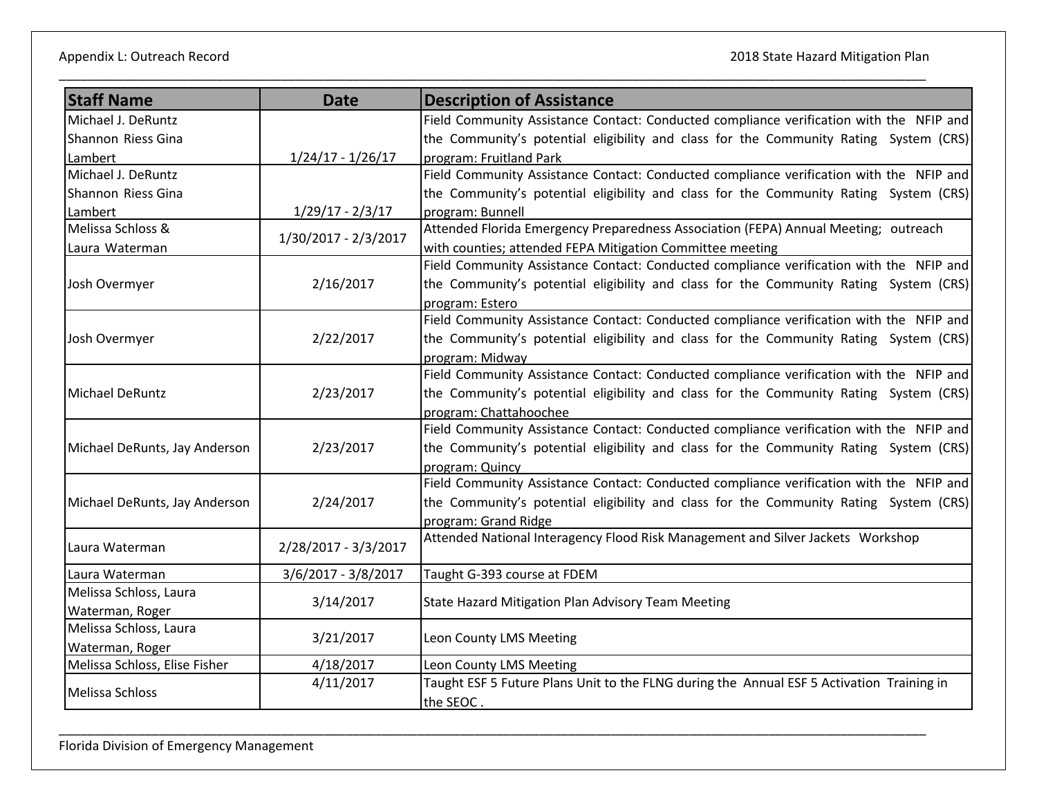| Staff Name | Date | Description of Assistance |
| --- | --- | --- |
| Michael J. DeRuntz Shannon Riess Gina Lambert | 1/24/17 - 1/26/17 | Field Community Assistance Contact: Conducted compliance verification with the NFIP and the Community's potential eligibility and class for the Community Rating System (CRS) program: Fruitland Park |
| Michael J. DeRuntz Shannon Riess Gina Lambert | 1/29/17 - 2/3/17 | Field Community Assistance Contact: Conducted compliance verification with the NFIP and the Community's potential eligibility and class for the Community Rating System (CRS) program: Bunnell |
| Melissa Schloss & Laura Waterman | 1/30/2017 - 2/3/2017 | Attended Florida Emergency Preparedness Association (FEPA) Annual Meeting; outreach with counties; attended FEPA Mitigation Committee meeting |
| Josh Overmyer | 2/16/2017 | Field Community Assistance Contact: Conducted compliance verification with the NFIP and the Community's potential eligibility and class for the Community Rating System (CRS) program: Estero |
| Josh Overmyer | 2/22/2017 | Field Community Assistance Contact: Conducted compliance verification with the NFIP and the Community's potential eligibility and class for the Community Rating System (CRS) program: Midway |
| Michael DeRuntz | 2/23/2017 | Field Community Assistance Contact: Conducted compliance verification with the NFIP and the Community's potential eligibility and class for the Community Rating System (CRS) program: Chattahoochee |
| Michael DeRunts, Jay Anderson | 2/23/2017 | Field Community Assistance Contact: Conducted compliance verification with the NFIP and the Community's potential eligibility and class for the Community Rating System (CRS) program: Quincy |
| Michael DeRunts, Jay Anderson | 2/24/2017 | Field Community Assistance Contact: Conducted compliance verification with the NFIP and the Community's potential eligibility and class for the Community Rating System (CRS) program: Grand Ridge |
| Laura Waterman | 2/28/2017 - 3/3/2017 | Attended National Interagency Flood Risk Management and Silver Jackets Workshop |
| Laura Waterman | 3/6/2017 - 3/8/2017 | Taught G-393 course at FDEM |
| Melissa Schloss, Laura Waterman, Roger | 3/14/2017 | State Hazard Mitigation Plan Advisory Team Meeting |
| Melissa Schloss, Laura Waterman, Roger | 3/21/2017 | Leon County LMS Meeting |
| Melissa Schloss, Elise Fisher | 4/18/2017 | Leon County LMS Meeting |
| Melissa Schloss | 4/11/2017 | Taught ESF 5 Future Plans Unit to the FLNG during the Annual ESF 5 Activation Training in the SEOC . |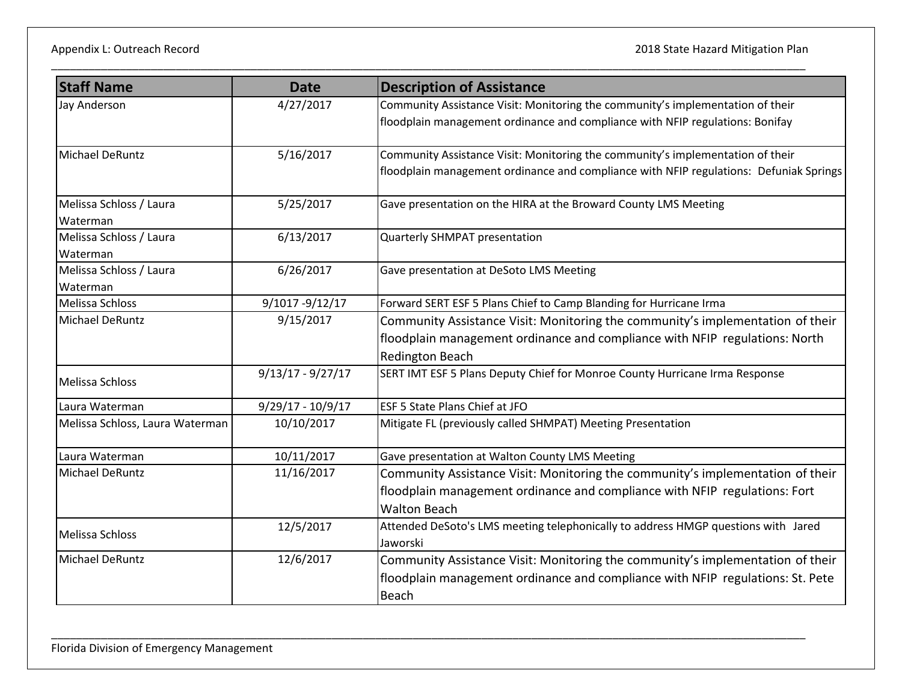| Staff Name | Date | Description of Assistance |
| --- | --- | --- |
| Jay Anderson | 4/27/2017 | Community Assistance Visit: Monitoring the community's implementation of their floodplain management ordinance and compliance with NFIP regulations: Bonifay |
| Michael DeRuntz | 5/16/2017 | Community Assistance Visit: Monitoring the community's implementation of their floodplain management ordinance and compliance with NFIP regulations: Defuniak Springs |
| Melissa Schloss / Laura Waterman | 5/25/2017 | Gave presentation on the HIRA at the Broward County LMS Meeting |
| Melissa Schloss / Laura Waterman | 6/13/2017 | Quarterly SHMPAT presentation |
| Melissa Schloss / Laura Waterman | 6/26/2017 | Gave presentation at DeSoto LMS Meeting |
| Melissa Schloss | 9/1017 -9/12/17 | Forward SERT ESF 5 Plans Chief to Camp Blanding for Hurricane Irma |
| Michael DeRuntz | 9/15/2017 | Community Assistance Visit: Monitoring the community's implementation of their floodplain management ordinance and compliance with NFIP regulations: North Redington Beach |
| Melissa Schloss | 9/13/17 - 9/27/17 | SERT IMT ESF 5 Plans Deputy Chief for Monroe County Hurricane Irma Response |
| Laura Waterman | 9/29/17 - 10/9/17 | ESF 5 State Plans Chief at JFO |
| Melissa Schloss, Laura Waterman | 10/10/2017 | Mitigate FL (previously called SHMPAT) Meeting Presentation |
| Laura Waterman | 10/11/2017 | Gave presentation at Walton County LMS Meeting |
| Michael DeRuntz | 11/16/2017 | Community Assistance Visit: Monitoring the community's implementation of their floodplain management ordinance and compliance with NFIP regulations: Fort Walton Beach |
| Melissa Schloss | 12/5/2017 | Attended DeSoto's LMS meeting telephonically to address HMGP questions with Jared Jaworski |
| Michael DeRuntz | 12/6/2017 | Community Assistance Visit: Monitoring the community's implementation of their floodplain management ordinance and compliance with NFIP regulations: St. Pete Beach |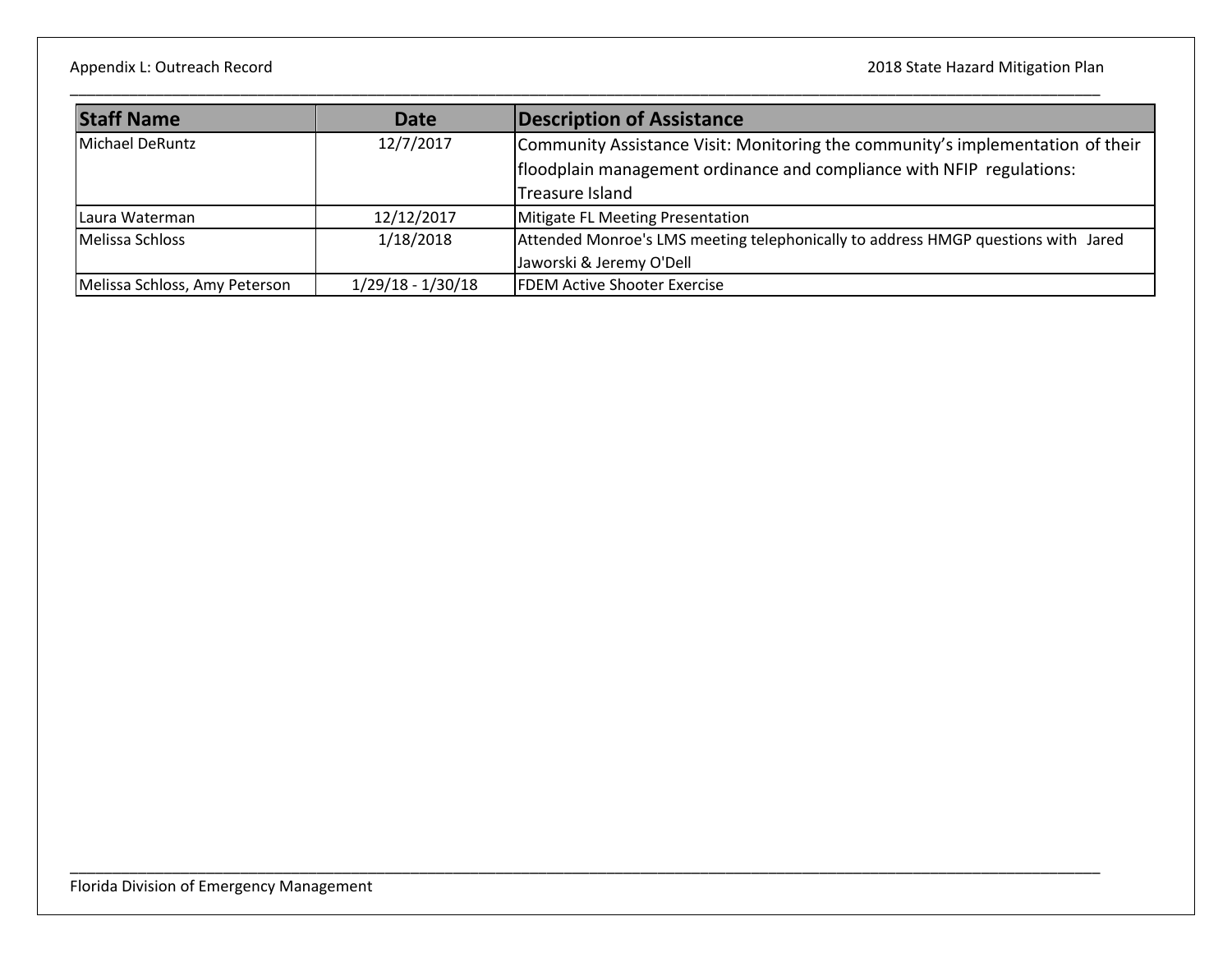| Staff Name | Date | Description of Assistance |
| --- | --- | --- |
| Michael DeRuntz | 12/7/2017 | Community Assistance Visit: Monitoring the community's implementation of their floodplain management ordinance and compliance with NFIP regulations: Treasure Island |
| Laura Waterman | 12/12/2017 | Mitigate FL Meeting Presentation |
| Melissa Schloss | 1/18/2018 | Attended Monroe's LMS meeting telephonically to address HMGP questions with Jared Jaworski & Jeremy O'Dell |
| Melissa Schloss, Amy Peterson | 1/29/18 - 1/30/18 | FDEM Active Shooter Exercise |